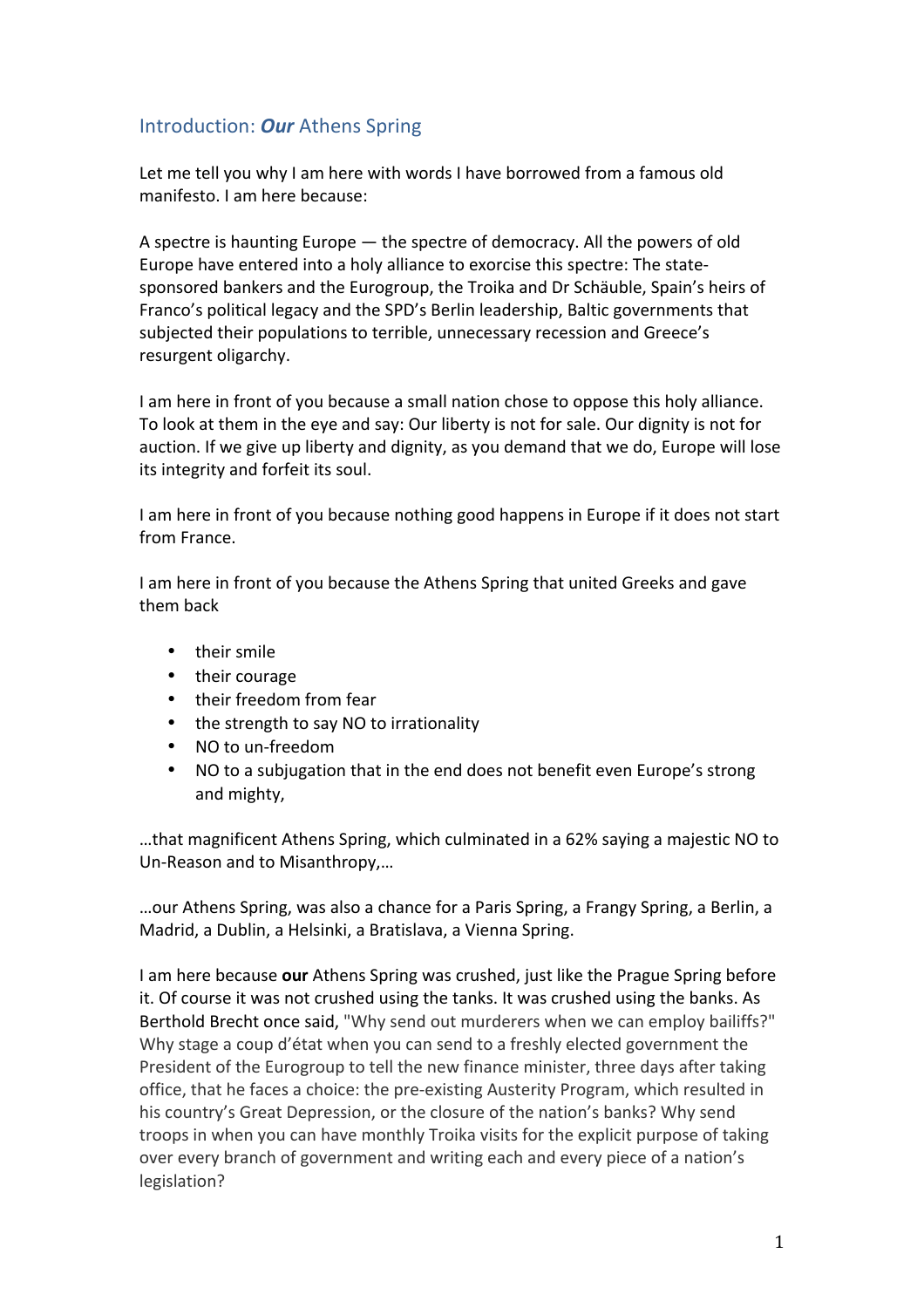## Introduction: ***Our*** Athens Spring

Let me tell you why I am here with words I have borrowed from a famous old manifesto. I am here because:

A spectre is haunting Europe — the spectre of democracy. All the powers of old Europe have entered into a holy alliance to exorcise this spectre: The state-sponsored bankers and the Eurogroup, the Troika and Dr Schäuble, Spain's heirs of Franco's political legacy and the SPD's Berlin leadership, Baltic governments that subjected their populations to terrible, unnecessary recession and Greece's resurgent oligarchy.

I am here in front of you because a small nation chose to oppose this holy alliance. To look at them in the eye and say: Our liberty is not for sale. Our dignity is not for auction. If we give up liberty and dignity, as you demand that we do, Europe will lose its integrity and forfeit its soul.

I am here in front of you because nothing good happens in Europe if it does not start from France.

I am here in front of you because the Athens Spring that united Greeks and gave them back

- their smile
- their courage
- their freedom from fear
- the strength to say NO to irrationality
- NO to un-freedom
- NO to a subjugation that in the end does not benefit even Europe's strong and mighty,

…that magnificent Athens Spring, which culminated in a 62% saying a majestic NO to Un-Reason and to Misanthropy,…

…our Athens Spring, was also a chance for a Paris Spring, a Frangy Spring, a Berlin, a Madrid, a Dublin, a Helsinki, a Bratislava, a Vienna Spring.

I am here because **our** Athens Spring was crushed, just like the Prague Spring before it. Of course it was not crushed using the tanks. It was crushed using the banks. As Berthold Brecht once said, "Why send out murderers when we can employ bailiffs?" Why stage a coup d'état when you can send to a freshly elected government the President of the Eurogroup to tell the new finance minister, three days after taking office, that he faces a choice: the pre-existing Austerity Program, which resulted in his country's Great Depression, or the closure of the nation's banks? Why send troops in when you can have monthly Troika visits for the explicit purpose of taking over every branch of government and writing each and every piece of a nation's legislation?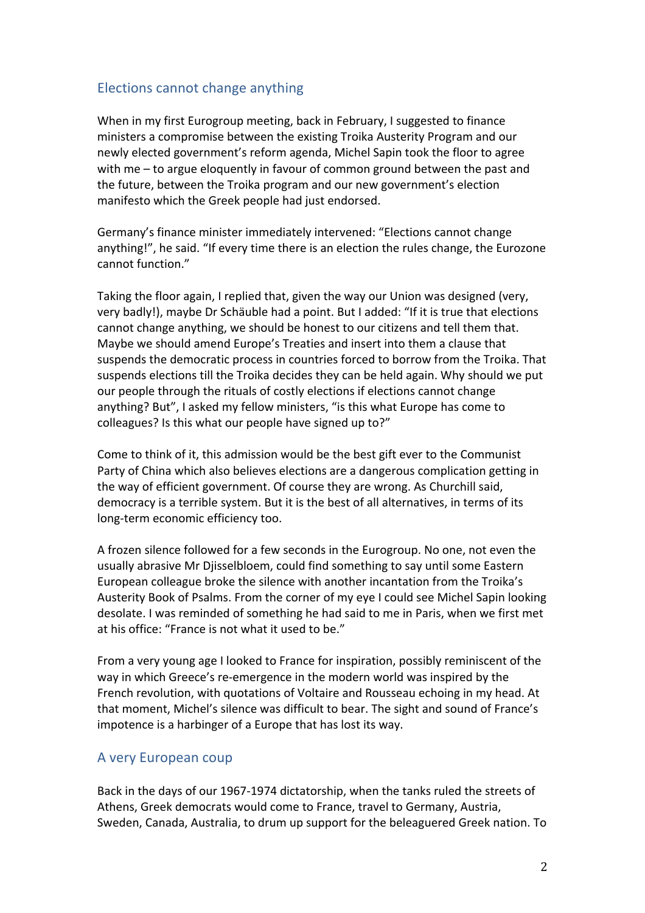## Elections cannot change anything

When in my first Eurogroup meeting, back in February, I suggested to finance ministers a compromise between the existing Troika Austerity Program and our newly elected government's reform agenda, Michel Sapin took the floor to agree with me – to argue eloquently in favour of common ground between the past and the future, between the Troika program and our new government's election manifesto which the Greek people had just endorsed.

Germany's finance minister immediately intervened: "Elections cannot change anything!", he said. "If every time there is an election the rules change, the Eurozone cannot function."

Taking the floor again, I replied that, given the way our Union was designed (very, very badly!), maybe Dr Schäuble had a point. But I added: "If it is true that elections cannot change anything, we should be honest to our citizens and tell them that. Maybe we should amend Europe's Treaties and insert into them a clause that suspends the democratic process in countries forced to borrow from the Troika. That suspends elections till the Troika decides they can be held again. Why should we put our people through the rituals of costly elections if elections cannot change anything? But", I asked my fellow ministers, "is this what Europe has come to colleagues? Is this what our people have signed up to?"

Come to think of it, this admission would be the best gift ever to the Communist Party of China which also believes elections are a dangerous complication getting in the way of efficient government. Of course they are wrong. As Churchill said, democracy is a terrible system. But it is the best of all alternatives, in terms of its long-term economic efficiency too.

A frozen silence followed for a few seconds in the Eurogroup. No one, not even the usually abrasive Mr Djisselbloem, could find something to say until some Eastern European colleague broke the silence with another incantation from the Troika's Austerity Book of Psalms. From the corner of my eye I could see Michel Sapin looking desolate. I was reminded of something he had said to me in Paris, when we first met at his office: "France is not what it used to be."

From a very young age I looked to France for inspiration, possibly reminiscent of the way in which Greece's re-emergence in the modern world was inspired by the French revolution, with quotations of Voltaire and Rousseau echoing in my head. At that moment, Michel's silence was difficult to bear. The sight and sound of France's impotence is a harbinger of a Europe that has lost its way.

## A very European coup

Back in the days of our 1967-1974 dictatorship, when the tanks ruled the streets of Athens, Greek democrats would come to France, travel to Germany, Austria, Sweden, Canada, Australia, to drum up support for the beleaguered Greek nation. To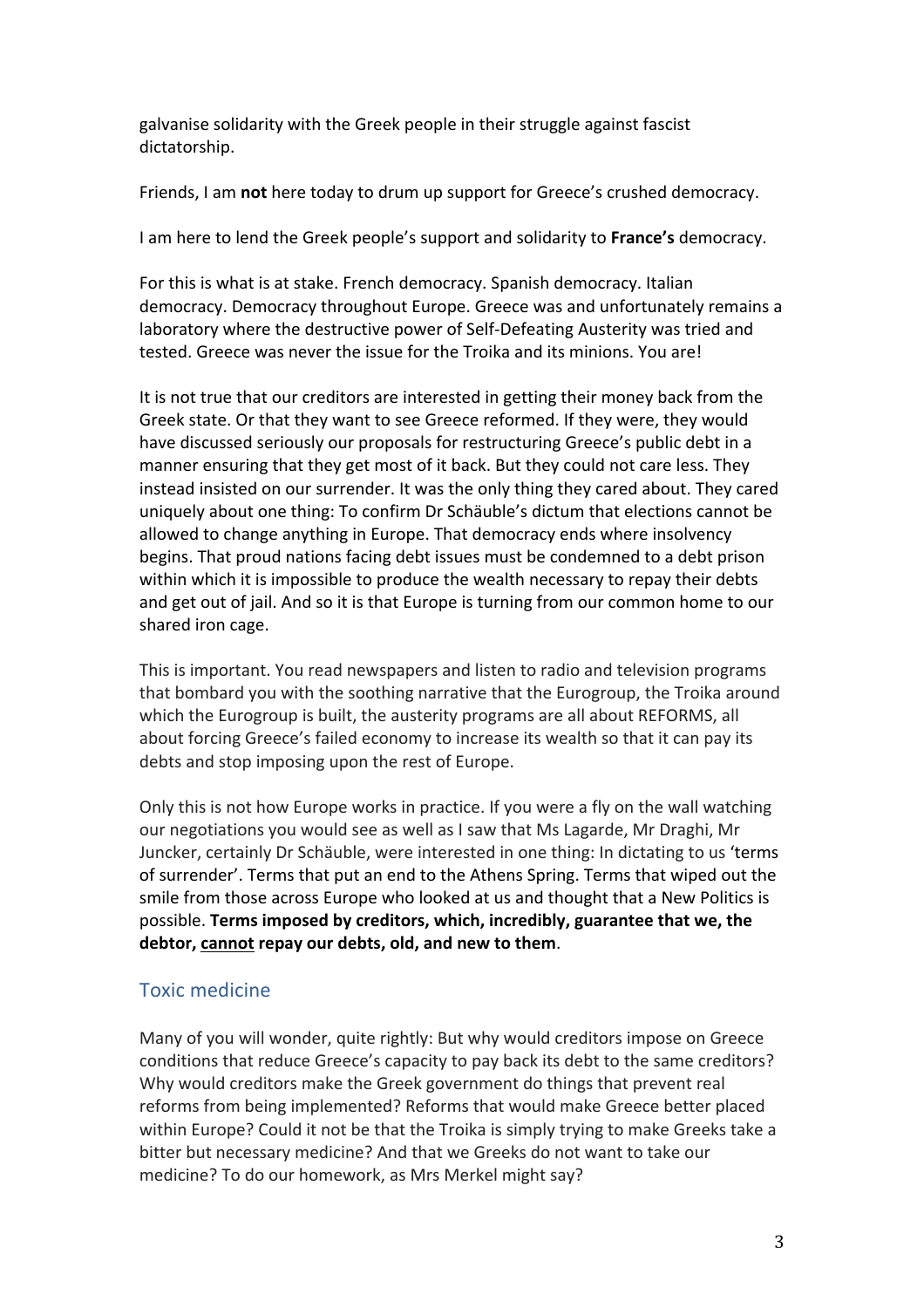galvanise solidarity with the Greek people in their struggle against fascist dictatorship.

Friends, I am **not** here today to drum up support for Greece's crushed democracy.

I am here to lend the Greek people's support and solidarity to **France's** democracy.

For this is what is at stake. French democracy. Spanish democracy. Italian democracy. Democracy throughout Europe. Greece was and unfortunately remains a laboratory where the destructive power of Self-Defeating Austerity was tried and tested. Greece was never the issue for the Troika and its minions. You are!

It is not true that our creditors are interested in getting their money back from the Greek state. Or that they want to see Greece reformed. If they were, they would have discussed seriously our proposals for restructuring Greece's public debt in a manner ensuring that they get most of it back. But they could not care less. They instead insisted on our surrender. It was the only thing they cared about. They cared uniquely about one thing: To confirm Dr Schäuble's dictum that elections cannot be allowed to change anything in Europe. That democracy ends where insolvency begins. That proud nations facing debt issues must be condemned to a debt prison within which it is impossible to produce the wealth necessary to repay their debts and get out of jail. And so it is that Europe is turning from our common home to our shared iron cage.

This is important. You read newspapers and listen to radio and television programs that bombard you with the soothing narrative that the Eurogroup, the Troika around which the Eurogroup is built, the austerity programs are all about REFORMS, all about forcing Greece's failed economy to increase its wealth so that it can pay its debts and stop imposing upon the rest of Europe.

Only this is not how Europe works in practice. If you were a fly on the wall watching our negotiations you would see as well as I saw that Ms Lagarde, Mr Draghi, Mr Juncker, certainly Dr Schäuble, were interested in one thing: In dictating to us 'terms of surrender'. Terms that put an end to the Athens Spring. Terms that wiped out the smile from those across Europe who looked at us and thought that a New Politics is possible. **Terms imposed by creditors, which, incredibly, guarantee that we, the debtor, <u>cannot</u> repay our debts, old, and new to them**.

## Toxic medicine

Many of you will wonder, quite rightly: But why would creditors impose on Greece conditions that reduce Greece's capacity to pay back its debt to the same creditors? Why would creditors make the Greek government do things that prevent real reforms from being implemented? Reforms that would make Greece better placed within Europe? Could it not be that the Troika is simply trying to make Greeks take a bitter but necessary medicine? And that we Greeks do not want to take our medicine? To do our homework, as Mrs Merkel might say?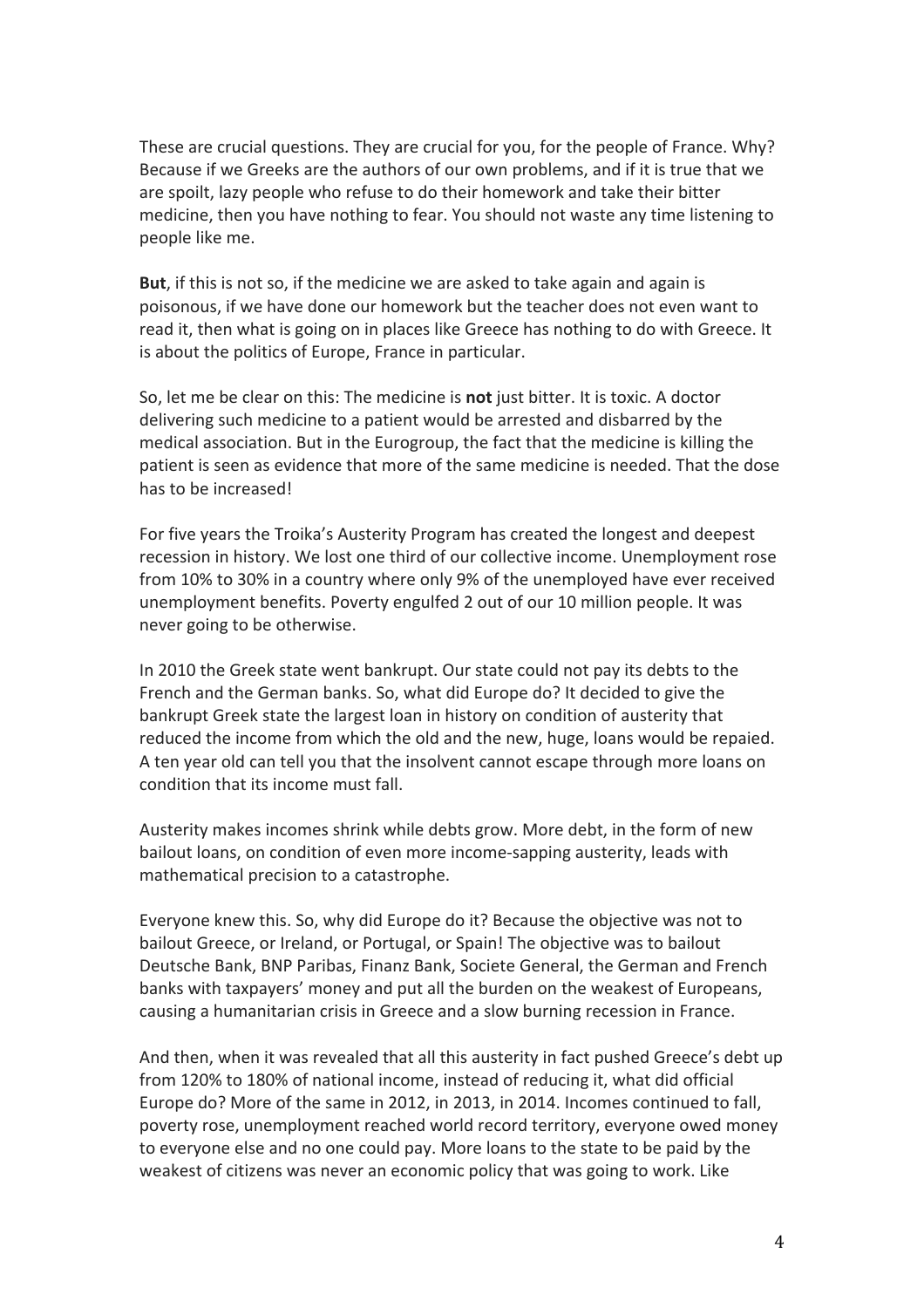These are crucial questions. They are crucial for you, for the people of France. Why? Because if we Greeks are the authors of our own problems, and if it is true that we are spoilt, lazy people who refuse to do their homework and take their bitter medicine, then you have nothing to fear. You should not waste any time listening to people like me.

**But**, if this is not so, if the medicine we are asked to take again and again is poisonous, if we have done our homework but the teacher does not even want to read it, then what is going on in places like Greece has nothing to do with Greece. It is about the politics of Europe, France in particular.

So, let me be clear on this: The medicine is **not** just bitter. It is toxic. A doctor delivering such medicine to a patient would be arrested and disbarred by the medical association. But in the Eurogroup, the fact that the medicine is killing the patient is seen as evidence that more of the same medicine is needed. That the dose has to be increased!

For five years the Troika's Austerity Program has created the longest and deepest recession in history. We lost one third of our collective income. Unemployment rose from 10% to 30% in a country where only 9% of the unemployed have ever received unemployment benefits. Poverty engulfed 2 out of our 10 million people. It was never going to be otherwise.

In 2010 the Greek state went bankrupt. Our state could not pay its debts to the French and the German banks. So, what did Europe do? It decided to give the bankrupt Greek state the largest loan in history on condition of austerity that reduced the income from which the old and the new, huge, loans would be repaied. A ten year old can tell you that the insolvent cannot escape through more loans on condition that its income must fall.

Austerity makes incomes shrink while debts grow. More debt, in the form of new bailout loans, on condition of even more income-sapping austerity, leads with mathematical precision to a catastrophe.

Everyone knew this. So, why did Europe do it? Because the objective was not to bailout Greece, or Ireland, or Portugal, or Spain! The objective was to bailout Deutsche Bank, BNP Paribas, Finanz Bank, Societe General, the German and French banks with taxpayers' money and put all the burden on the weakest of Europeans, causing a humanitarian crisis in Greece and a slow burning recession in France.

And then, when it was revealed that all this austerity in fact pushed Greece's debt up from 120% to 180% of national income, instead of reducing it, what did official Europe do? More of the same in 2012, in 2013, in 2014. Incomes continued to fall, poverty rose, unemployment reached world record territory, everyone owed money to everyone else and no one could pay. More loans to the state to be paid by the weakest of citizens was never an economic policy that was going to work. Like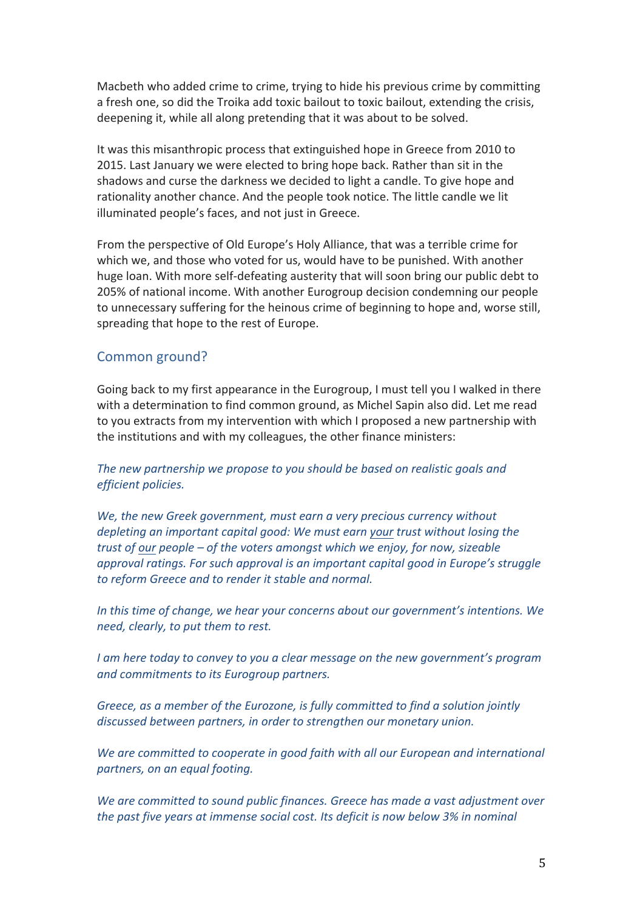Macbeth who added crime to crime, trying to hide his previous crime by committing a fresh one, so did the Troika add toxic bailout to toxic bailout, extending the crisis, deepening it, while all along pretending that it was about to be solved.

It was this misanthropic process that extinguished hope in Greece from 2010 to 2015. Last January we were elected to bring hope back. Rather than sit in the shadows and curse the darkness we decided to light a candle. To give hope and rationality another chance. And the people took notice. The little candle we lit illuminated people's faces, and not just in Greece.

From the perspective of Old Europe's Holy Alliance, that was a terrible crime for which we, and those who voted for us, would have to be punished. With another huge loan. With more self-defeating austerity that will soon bring our public debt to 205% of national income. With another Eurogroup decision condemning our people to unnecessary suffering for the heinous crime of beginning to hope and, worse still, spreading that hope to the rest of Europe.

## Common ground?

Going back to my first appearance in the Eurogroup, I must tell you I walked in there with a determination to find common ground, as Michel Sapin also did. Let me read to you extracts from my intervention with which I proposed a new partnership with the institutions and with my colleagues, the other finance ministers:

*The new partnership we propose to you should be based on realistic goals and efficient policies.*

*We, the new Greek government, must earn a very precious currency without depleting an important capital good: We must earn your trust without losing the trust of our people – of the voters amongst which we enjoy, for now, sizeable approval ratings. For such approval is an important capital good in Europe's struggle to reform Greece and to render it stable and normal.*

*In this time of change, we hear your concerns about our government's intentions. We need, clearly, to put them to rest.*

*I am here today to convey to you a clear message on the new government's program and commitments to its Eurogroup partners.*

*Greece, as a member of the Eurozone, is fully committed to find a solution jointly discussed between partners, in order to strengthen our monetary union.*

*We are committed to cooperate in good faith with all our European and international partners, on an equal footing.*

*We are committed to sound public finances. Greece has made a vast adjustment over the past five years at immense social cost. Its deficit is now below 3% in nominal*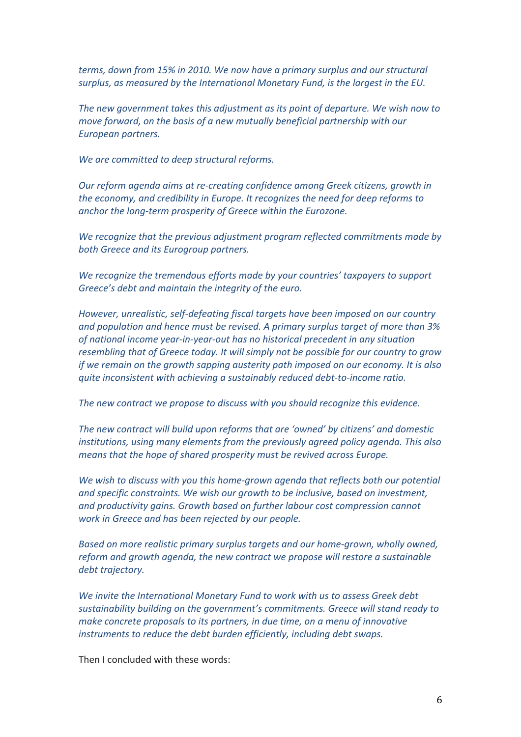*terms, down from 15% in 2010. We now have a primary surplus and our structural surplus, as measured by the International Monetary Fund, is the largest in the EU.*

*The new government takes this adjustment as its point of departure. We wish now to move forward, on the basis of a new mutually beneficial partnership with our European partners.*

*We are committed to deep structural reforms.*

*Our reform agenda aims at re-creating confidence among Greek citizens, growth in the economy, and credibility in Europe. It recognizes the need for deep reforms to anchor the long-term prosperity of Greece within the Eurozone.*

*We recognize that the previous adjustment program reflected commitments made by both Greece and its Eurogroup partners.*

*We recognize the tremendous efforts made by your countries' taxpayers to support Greece's debt and maintain the integrity of the euro.*

*However, unrealistic, self-defeating fiscal targets have been imposed on our country and population and hence must be revised. A primary surplus target of more than 3% of national income year-in-year-out has no historical precedent in any situation resembling that of Greece today. It will simply not be possible for our country to grow if we remain on the growth sapping austerity path imposed on our economy. It is also quite inconsistent with achieving a sustainably reduced debt-to-income ratio.*

*The new contract we propose to discuss with you should recognize this evidence.*

*The new contract will build upon reforms that are 'owned' by citizens' and domestic institutions, using many elements from the previously agreed policy agenda. This also means that the hope of shared prosperity must be revived across Europe.*

*We wish to discuss with you this home-grown agenda that reflects both our potential and specific constraints. We wish our growth to be inclusive, based on investment, and productivity gains. Growth based on further labour cost compression cannot work in Greece and has been rejected by our people.*

*Based on more realistic primary surplus targets and our home-grown, wholly owned, reform and growth agenda, the new contract we propose will restore a sustainable debt trajectory.*

*We invite the International Monetary Fund to work with us to assess Greek debt sustainability building on the government's commitments. Greece will stand ready to make concrete proposals to its partners, in due time, on a menu of innovative instruments to reduce the debt burden efficiently, including debt swaps.*

Then I concluded with these words: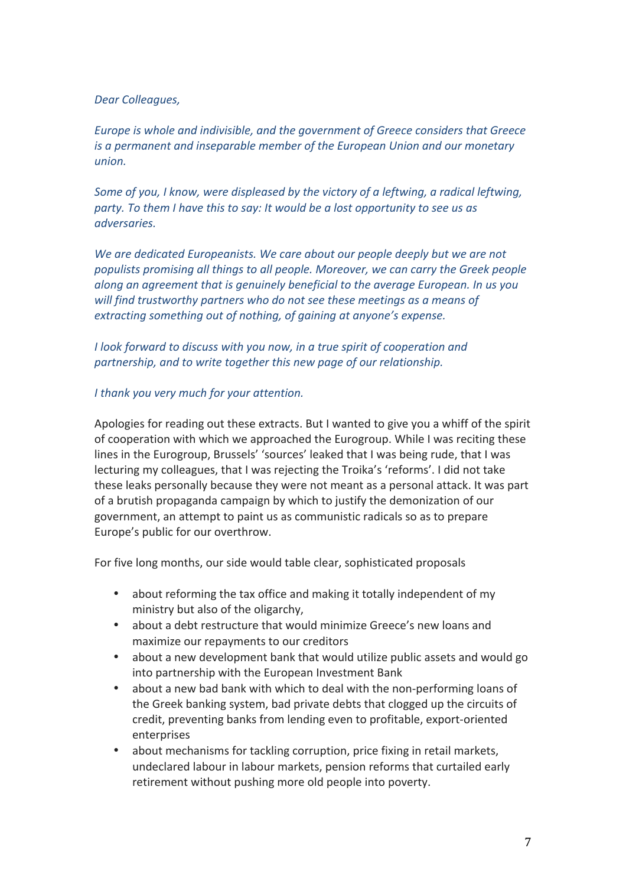*Dear Colleagues,*

*Europe is whole and indivisible, and the government of Greece considers that Greece is a permanent and inseparable member of the European Union and our monetary union.*

*Some of you, I know, were displeased by the victory of a leftwing, a radical leftwing, party. To them I have this to say: It would be a lost opportunity to see us as adversaries.*

*We are dedicated Europeanists. We care about our people deeply but we are not populists promising all things to all people. Moreover, we can carry the Greek people along an agreement that is genuinely beneficial to the average European. In us you will find trustworthy partners who do not see these meetings as a means of extracting something out of nothing, of gaining at anyone's expense.*

*I look forward to discuss with you now, in a true spirit of cooperation and partnership, and to write together this new page of our relationship.*

*I thank you very much for your attention.*

Apologies for reading out these extracts. But I wanted to give you a whiff of the spirit of cooperation with which we approached the Eurogroup. While I was reciting these lines in the Eurogroup, Brussels' 'sources' leaked that I was being rude, that I was lecturing my colleagues, that I was rejecting the Troika's 'reforms'. I did not take these leaks personally because they were not meant as a personal attack. It was part of a brutish propaganda campaign by which to justify the demonization of our government, an attempt to paint us as communistic radicals so as to prepare Europe's public for our overthrow.

For five long months, our side would table clear, sophisticated proposals

- about reforming the tax office and making it totally independent of my ministry but also of the oligarchy,
- about a debt restructure that would minimize Greece's new loans and maximize our repayments to our creditors
- about a new development bank that would utilize public assets and would go into partnership with the European Investment Bank
- about a new bad bank with which to deal with the non-performing loans of the Greek banking system, bad private debts that clogged up the circuits of credit, preventing banks from lending even to profitable, export-oriented enterprises
- about mechanisms for tackling corruption, price fixing in retail markets, undeclared labour in labour markets, pension reforms that curtailed early retirement without pushing more old people into poverty.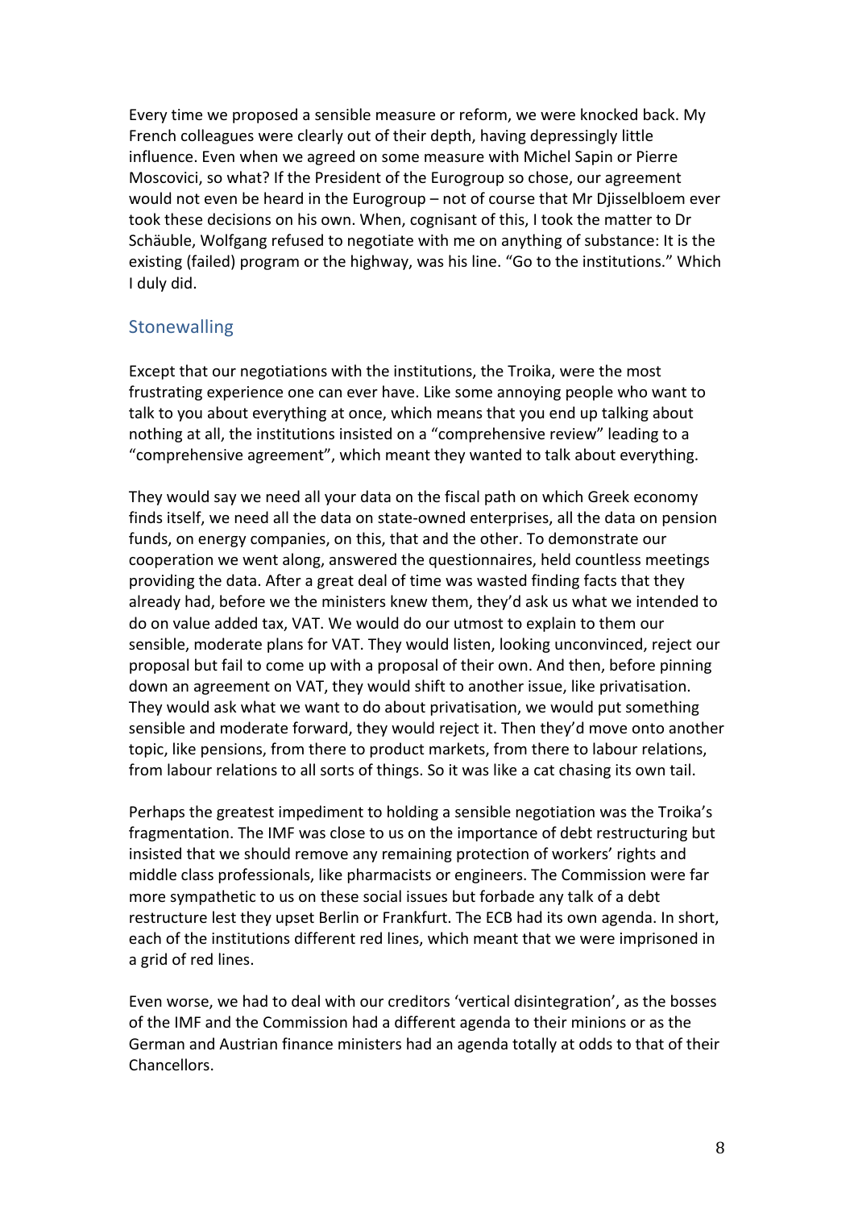Every time we proposed a sensible measure or reform, we were knocked back. My French colleagues were clearly out of their depth, having depressingly little influence. Even when we agreed on some measure with Michel Sapin or Pierre Moscovici, so what? If the President of the Eurogroup so chose, our agreement would not even be heard in the Eurogroup – not of course that Mr Djisselbloem ever took these decisions on his own. When, cognisant of this, I took the matter to Dr Schäuble, Wolfgang refused to negotiate with me on anything of substance: It is the existing (failed) program or the highway, was his line. "Go to the institutions." Which I duly did.

## Stonewalling

Except that our negotiations with the institutions, the Troika, were the most frustrating experience one can ever have. Like some annoying people who want to talk to you about everything at once, which means that you end up talking about nothing at all, the institutions insisted on a "comprehensive review" leading to a "comprehensive agreement", which meant they wanted to talk about everything.

They would say we need all your data on the fiscal path on which Greek economy finds itself, we need all the data on state-owned enterprises, all the data on pension funds, on energy companies, on this, that and the other. To demonstrate our cooperation we went along, answered the questionnaires, held countless meetings providing the data. After a great deal of time was wasted finding facts that they already had, before we the ministers knew them, they'd ask us what we intended to do on value added tax, VAT. We would do our utmost to explain to them our sensible, moderate plans for VAT. They would listen, looking unconvinced, reject our proposal but fail to come up with a proposal of their own. And then, before pinning down an agreement on VAT, they would shift to another issue, like privatisation. They would ask what we want to do about privatisation, we would put something sensible and moderate forward, they would reject it. Then they'd move onto another topic, like pensions, from there to product markets, from there to labour relations, from labour relations to all sorts of things. So it was like a cat chasing its own tail.

Perhaps the greatest impediment to holding a sensible negotiation was the Troika's fragmentation. The IMF was close to us on the importance of debt restructuring but insisted that we should remove any remaining protection of workers' rights and middle class professionals, like pharmacists or engineers. The Commission were far more sympathetic to us on these social issues but forbade any talk of a debt restructure lest they upset Berlin or Frankfurt. The ECB had its own agenda. In short, each of the institutions different red lines, which meant that we were imprisoned in a grid of red lines.

Even worse, we had to deal with our creditors 'vertical disintegration', as the bosses of the IMF and the Commission had a different agenda to their minions or as the German and Austrian finance ministers had an agenda totally at odds to that of their Chancellors.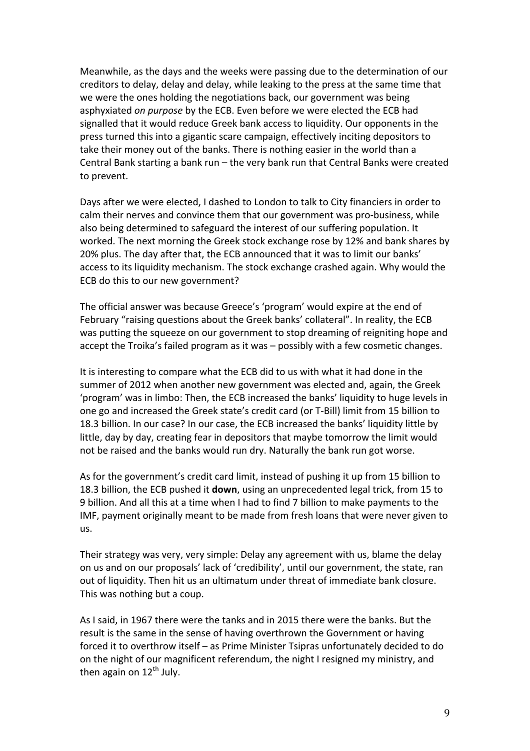Meanwhile, as the days and the weeks were passing due to the determination of our creditors to delay, delay and delay, while leaking to the press at the same time that we were the ones holding the negotiations back, our government was being asphyxiated *on purpose* by the ECB. Even before we were elected the ECB had signalled that it would reduce Greek bank access to liquidity. Our opponents in the press turned this into a gigantic scare campaign, effectively inciting depositors to take their money out of the banks. There is nothing easier in the world than a Central Bank starting a bank run – the very bank run that Central Banks were created to prevent.

Days after we were elected, I dashed to London to talk to City financiers in order to calm their nerves and convince them that our government was pro-business, while also being determined to safeguard the interest of our suffering population. It worked. The next morning the Greek stock exchange rose by 12% and bank shares by 20% plus. The day after that, the ECB announced that it was to limit our banks' access to its liquidity mechanism. The stock exchange crashed again. Why would the ECB do this to our new government?

The official answer was because Greece's 'program' would expire at the end of February "raising questions about the Greek banks' collateral". In reality, the ECB was putting the squeeze on our government to stop dreaming of reigniting hope and accept the Troika's failed program as it was – possibly with a few cosmetic changes.

It is interesting to compare what the ECB did to us with what it had done in the summer of 2012 when another new government was elected and, again, the Greek 'program' was in limbo: Then, the ECB increased the banks' liquidity to huge levels in one go and increased the Greek state's credit card (or T-Bill) limit from 15 billion to 18.3 billion. In our case? In our case, the ECB increased the banks' liquidity little by little, day by day, creating fear in depositors that maybe tomorrow the limit would not be raised and the banks would run dry. Naturally the bank run got worse.

As for the government's credit card limit, instead of pushing it up from 15 billion to 18.3 billion, the ECB pushed it **down**, using an unprecedented legal trick, from 15 to 9 billion. And all this at a time when I had to find 7 billion to make payments to the IMF, payment originally meant to be made from fresh loans that were never given to us.

Their strategy was very, very simple: Delay any agreement with us, blame the delay on us and on our proposals' lack of 'credibility', until our government, the state, ran out of liquidity. Then hit us an ultimatum under threat of immediate bank closure. This was nothing but a coup.

As I said, in 1967 there were the tanks and in 2015 there were the banks. But the result is the same in the sense of having overthrown the Government or having forced it to overthrow itself – as Prime Minister Tsipras unfortunately decided to do on the night of our magnificent referendum, the night I resigned my ministry, and then again on 12th July.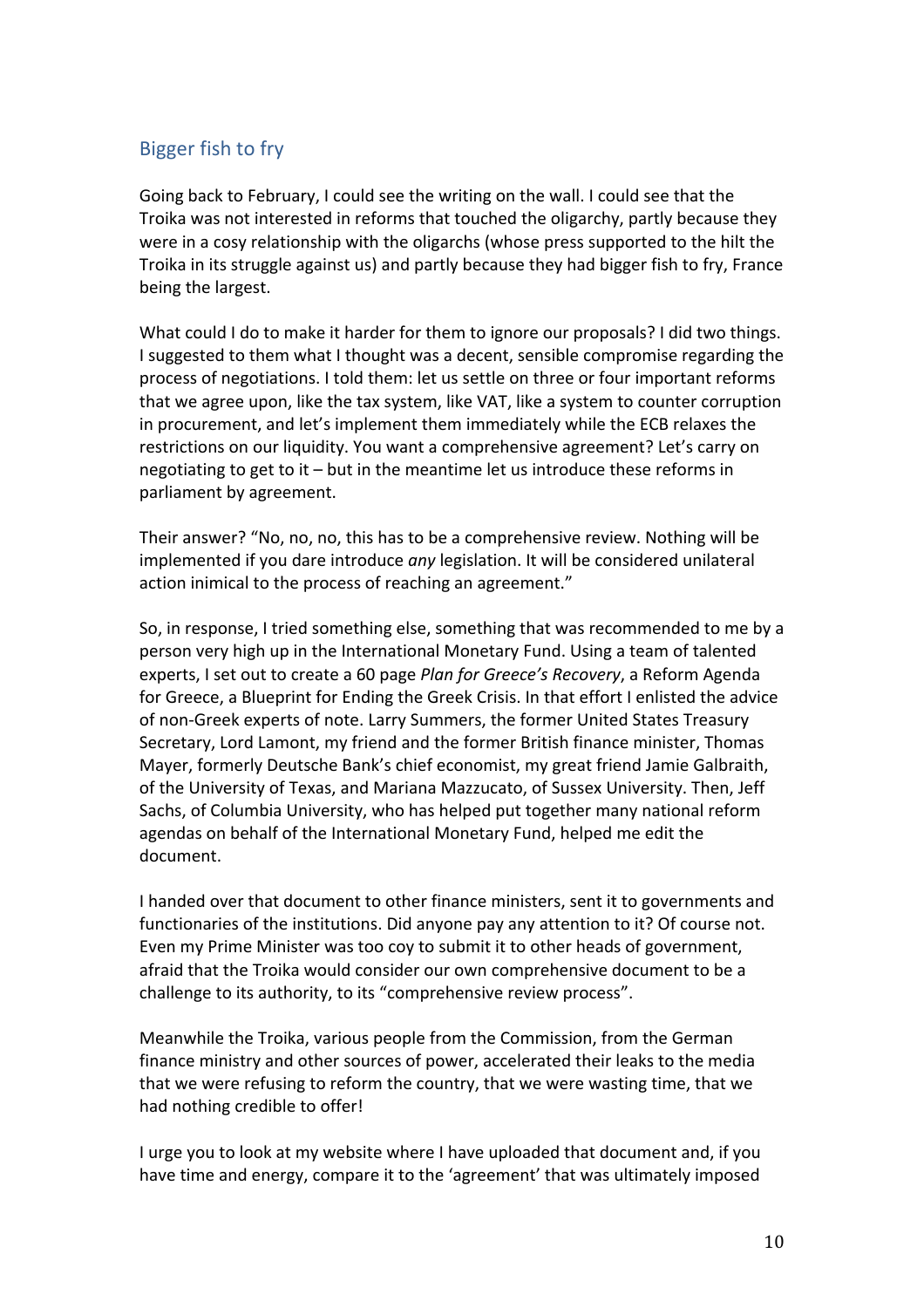## Bigger fish to fry

Going back to February, I could see the writing on the wall. I could see that the Troika was not interested in reforms that touched the oligarchy, partly because they were in a cosy relationship with the oligarchs (whose press supported to the hilt the Troika in its struggle against us) and partly because they had bigger fish to fry, France being the largest.

What could I do to make it harder for them to ignore our proposals? I did two things. I suggested to them what I thought was a decent, sensible compromise regarding the process of negotiations. I told them: let us settle on three or four important reforms that we agree upon, like the tax system, like VAT, like a system to counter corruption in procurement, and let's implement them immediately while the ECB relaxes the restrictions on our liquidity. You want a comprehensive agreement? Let's carry on negotiating to get to it – but in the meantime let us introduce these reforms in parliament by agreement.

Their answer? "No, no, no, this has to be a comprehensive review. Nothing will be implemented if you dare introduce *any* legislation. It will be considered unilateral action inimical to the process of reaching an agreement."

So, in response, I tried something else, something that was recommended to me by a person very high up in the International Monetary Fund. Using a team of talented experts, I set out to create a 60 page *Plan for Greece's Recovery*, a Reform Agenda for Greece, a Blueprint for Ending the Greek Crisis. In that effort I enlisted the advice of non-Greek experts of note. Larry Summers, the former United States Treasury Secretary, Lord Lamont, my friend and the former British finance minister, Thomas Mayer, formerly Deutsche Bank's chief economist, my great friend Jamie Galbraith, of the University of Texas, and Mariana Mazzucato, of Sussex University. Then, Jeff Sachs, of Columbia University, who has helped put together many national reform agendas on behalf of the International Monetary Fund, helped me edit the document.

I handed over that document to other finance ministers, sent it to governments and functionaries of the institutions. Did anyone pay any attention to it? Of course not. Even my Prime Minister was too coy to submit it to other heads of government, afraid that the Troika would consider our own comprehensive document to be a challenge to its authority, to its "comprehensive review process".

Meanwhile the Troika, various people from the Commission, from the German finance ministry and other sources of power, accelerated their leaks to the media that we were refusing to reform the country, that we were wasting time, that we had nothing credible to offer!

I urge you to look at my website where I have uploaded that document and, if you have time and energy, compare it to the 'agreement' that was ultimately imposed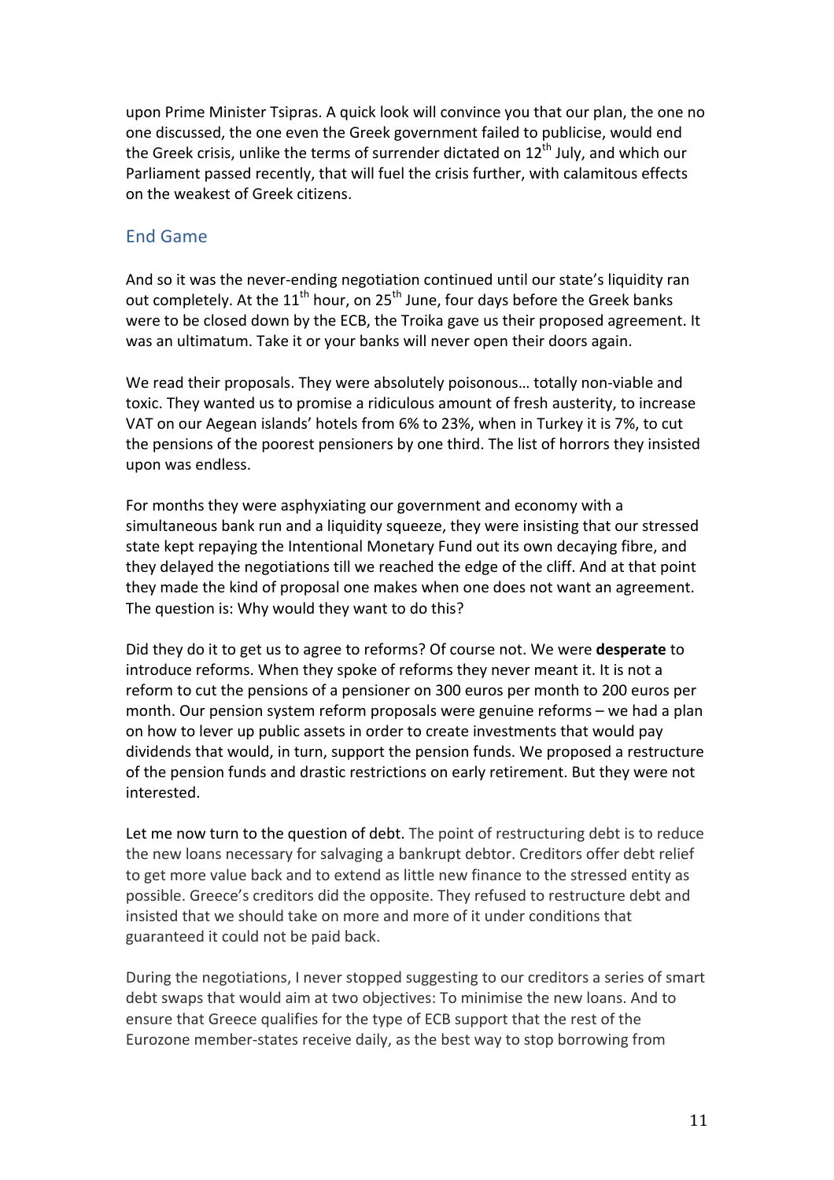upon Prime Minister Tsipras. A quick look will convince you that our plan, the one no one discussed, the one even the Greek government failed to publicise, would end the Greek crisis, unlike the terms of surrender dictated on 12th July, and which our Parliament passed recently, that will fuel the crisis further, with calamitous effects on the weakest of Greek citizens.

## End Game

And so it was the never-ending negotiation continued until our state's liquidity ran out completely. At the 11th hour, on 25th June, four days before the Greek banks were to be closed down by the ECB, the Troika gave us their proposed agreement. It was an ultimatum. Take it or your banks will never open their doors again.

We read their proposals. They were absolutely poisonous… totally non-viable and toxic. They wanted us to promise a ridiculous amount of fresh austerity, to increase VAT on our Aegean islands' hotels from 6% to 23%, when in Turkey it is 7%, to cut the pensions of the poorest pensioners by one third. The list of horrors they insisted upon was endless.

For months they were asphyxiating our government and economy with a simultaneous bank run and a liquidity squeeze, they were insisting that our stressed state kept repaying the Intentional Monetary Fund out its own decaying fibre, and they delayed the negotiations till we reached the edge of the cliff. And at that point they made the kind of proposal one makes when one does not want an agreement. The question is: Why would they want to do this?

Did they do it to get us to agree to reforms? Of course not. We were **desperate** to introduce reforms. When they spoke of reforms they never meant it. It is not a reform to cut the pensions of a pensioner on 300 euros per month to 200 euros per month. Our pension system reform proposals were genuine reforms – we had a plan on how to lever up public assets in order to create investments that would pay dividends that would, in turn, support the pension funds. We proposed a restructure of the pension funds and drastic restrictions on early retirement. But they were not interested.

Let me now turn to the question of debt. The point of restructuring debt is to reduce the new loans necessary for salvaging a bankrupt debtor. Creditors offer debt relief to get more value back and to extend as little new finance to the stressed entity as possible. Greece's creditors did the opposite. They refused to restructure debt and insisted that we should take on more and more of it under conditions that guaranteed it could not be paid back.

During the negotiations, I never stopped suggesting to our creditors a series of smart debt swaps that would aim at two objectives: To minimise the new loans. And to ensure that Greece qualifies for the type of ECB support that the rest of the Eurozone member-states receive daily, as the best way to stop borrowing from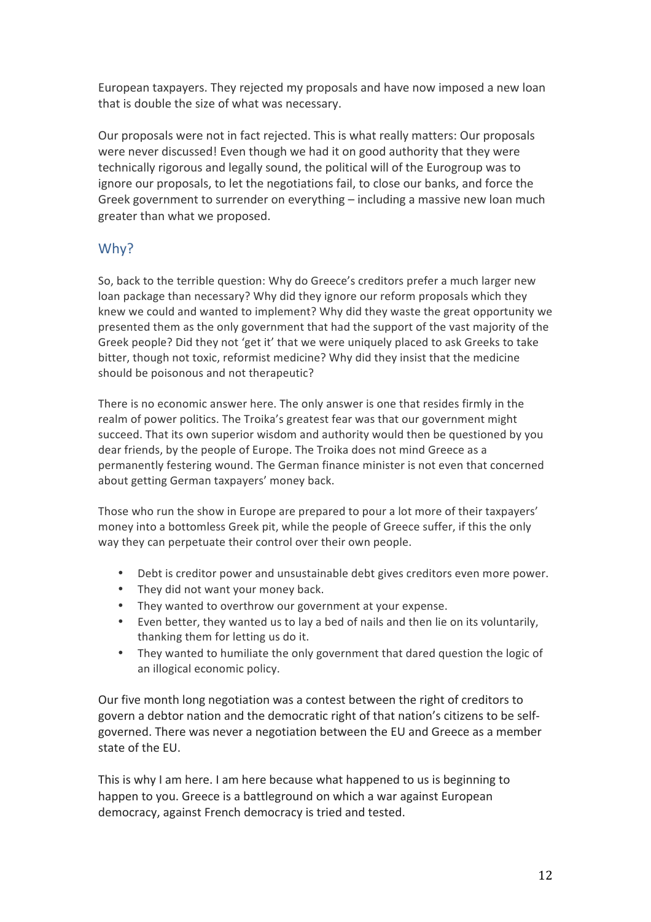European taxpayers. They rejected my proposals and have now imposed a new loan that is double the size of what was necessary.

Our proposals were not in fact rejected. This is what really matters: Our proposals were never discussed! Even though we had it on good authority that they were technically rigorous and legally sound, the political will of the Eurogroup was to ignore our proposals, to let the negotiations fail, to close our banks, and force the Greek government to surrender on everything – including a massive new loan much greater than what we proposed.

## Why?

So, back to the terrible question: Why do Greece's creditors prefer a much larger new loan package than necessary? Why did they ignore our reform proposals which they knew we could and wanted to implement? Why did they waste the great opportunity we presented them as the only government that had the support of the vast majority of the Greek people? Did they not 'get it' that we were uniquely placed to ask Greeks to take bitter, though not toxic, reformist medicine? Why did they insist that the medicine should be poisonous and not therapeutic?

There is no economic answer here. The only answer is one that resides firmly in the realm of power politics. The Troika's greatest fear was that our government might succeed. That its own superior wisdom and authority would then be questioned by you dear friends, by the people of Europe. The Troika does not mind Greece as a permanently festering wound. The German finance minister is not even that concerned about getting German taxpayers' money back.

Those who run the show in Europe are prepared to pour a lot more of their taxpayers' money into a bottomless Greek pit, while the people of Greece suffer, if this the only way they can perpetuate their control over their own people.

- Debt is creditor power and unsustainable debt gives creditors even more power.
- They did not want your money back.
- They wanted to overthrow our government at your expense.
- Even better, they wanted us to lay a bed of nails and then lie on its voluntarily, thanking them for letting us do it.
- They wanted to humiliate the only government that dared question the logic of an illogical economic policy.

Our five month long negotiation was a contest between the right of creditors to govern a debtor nation and the democratic right of that nation's citizens to be self-governed. There was never a negotiation between the EU and Greece as a member state of the EU.

This is why I am here. I am here because what happened to us is beginning to happen to you. Greece is a battleground on which a war against European democracy, against French democracy is tried and tested.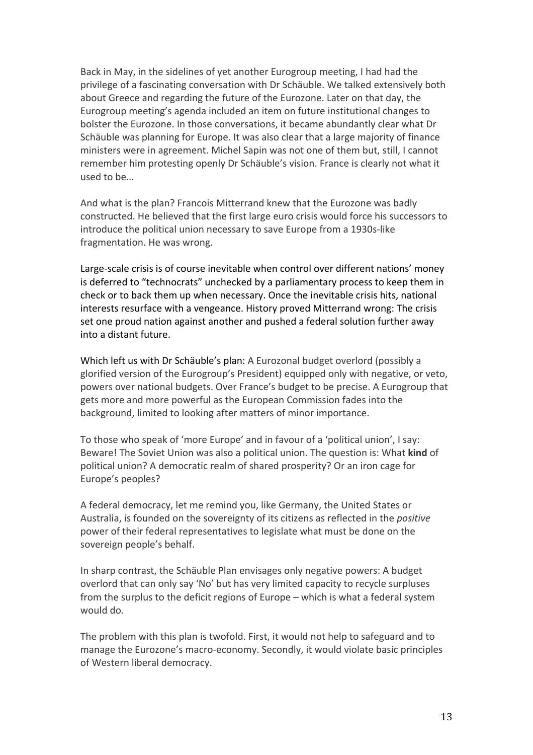Back in May, in the sidelines of yet another Eurogroup meeting, I had had the privilege of a fascinating conversation with Dr Schäuble. We talked extensively both about Greece and regarding the future of the Eurozone. Later on that day, the Eurogroup meeting's agenda included an item on future institutional changes to bolster the Eurozone. In those conversations, it became abundantly clear what Dr Schäuble was planning for Europe. It was also clear that a large majority of finance ministers were in agreement. Michel Sapin was not one of them but, still, I cannot remember him protesting openly Dr Schäuble's vision. France is clearly not what it used to be…

And what is the plan? Francois Mitterrand knew that the Eurozone was badly constructed. He believed that the first large euro crisis would force his successors to introduce the political union necessary to save Europe from a 1930s-like fragmentation. He was wrong.

Large-scale crisis is of course inevitable when control over different nations' money is deferred to "technocrats" unchecked by a parliamentary process to keep them in check or to back them up when necessary. Once the inevitable crisis hits, national interests resurface with a vengeance. History proved Mitterrand wrong: The crisis set one proud nation against another and pushed a federal solution further away into a distant future.

Which left us with Dr Schäuble's plan: A Eurozonal budget overlord (possibly a glorified version of the Eurogroup's President) equipped only with negative, or veto, powers over national budgets. Over France's budget to be precise. A Eurogroup that gets more and more powerful as the European Commission fades into the background, limited to looking after matters of minor importance.

To those who speak of 'more Europe' and in favour of a 'political union', I say: Beware! The Soviet Union was also a political union. The question is: What **kind** of political union? A democratic realm of shared prosperity? Or an iron cage for Europe's peoples?

A federal democracy, let me remind you, like Germany, the United States or Australia, is founded on the sovereignty of its citizens as reflected in the *positive* power of their federal representatives to legislate what must be done on the sovereign people's behalf.

In sharp contrast, the Schäuble Plan envisages only negative powers: A budget overlord that can only say 'No' but has very limited capacity to recycle surpluses from the surplus to the deficit regions of Europe – which is what a federal system would do.

The problem with this plan is twofold. First, it would not help to safeguard and to manage the Eurozone's macro-economy. Secondly, it would violate basic principles of Western liberal democracy.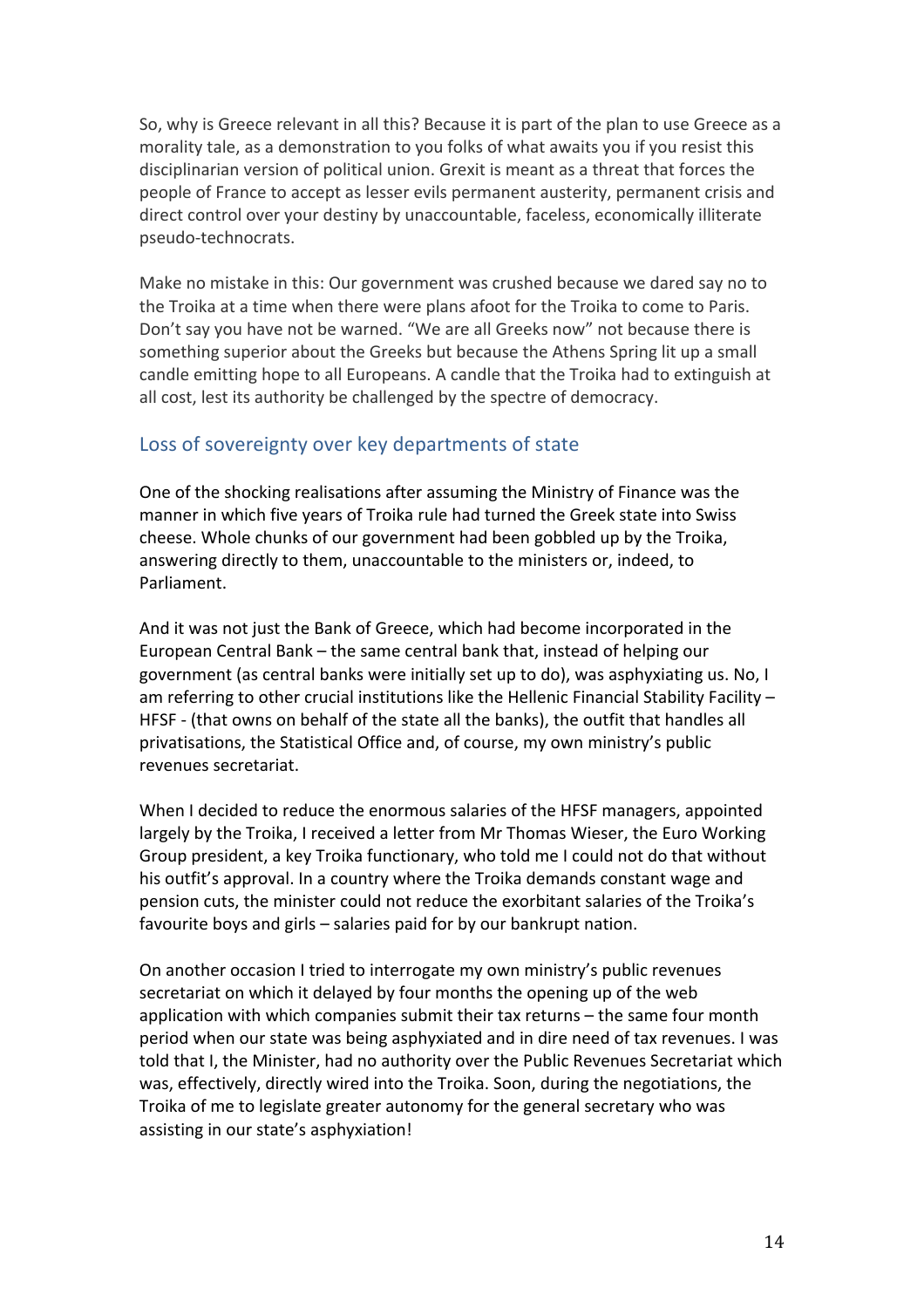So, why is Greece relevant in all this? Because it is part of the plan to use Greece as a morality tale, as a demonstration to you folks of what awaits you if you resist this disciplinarian version of political union. Grexit is meant as a threat that forces the people of France to accept as lesser evils permanent austerity, permanent crisis and direct control over your destiny by unaccountable, faceless, economically illiterate pseudo-technocrats.

Make no mistake in this: Our government was crushed because we dared say no to the Troika at a time when there were plans afoot for the Troika to come to Paris. Don't say you have not be warned. "We are all Greeks now" not because there is something superior about the Greeks but because the Athens Spring lit up a small candle emitting hope to all Europeans. A candle that the Troika had to extinguish at all cost, lest its authority be challenged by the spectre of democracy.

## Loss of sovereignty over key departments of state

One of the shocking realisations after assuming the Ministry of Finance was the manner in which five years of Troika rule had turned the Greek state into Swiss cheese. Whole chunks of our government had been gobbled up by the Troika, answering directly to them, unaccountable to the ministers or, indeed, to Parliament.

And it was not just the Bank of Greece, which had become incorporated in the European Central Bank – the same central bank that, instead of helping our government (as central banks were initially set up to do), was asphyxiating us. No, I am referring to other crucial institutions like the Hellenic Financial Stability Facility – HFSF - (that owns on behalf of the state all the banks), the outfit that handles all privatisations, the Statistical Office and, of course, my own ministry's public revenues secretariat.

When I decided to reduce the enormous salaries of the HFSF managers, appointed largely by the Troika, I received a letter from Mr Thomas Wieser, the Euro Working Group president, a key Troika functionary, who told me I could not do that without his outfit's approval. In a country where the Troika demands constant wage and pension cuts, the minister could not reduce the exorbitant salaries of the Troika's favourite boys and girls – salaries paid for by our bankrupt nation.

On another occasion I tried to interrogate my own ministry's public revenues secretariat on which it delayed by four months the opening up of the web application with which companies submit their tax returns – the same four month period when our state was being asphyxiated and in dire need of tax revenues. I was told that I, the Minister, had no authority over the Public Revenues Secretariat which was, effectively, directly wired into the Troika. Soon, during the negotiations, the Troika of me to legislate greater autonomy for the general secretary who was assisting in our state's asphyxiation!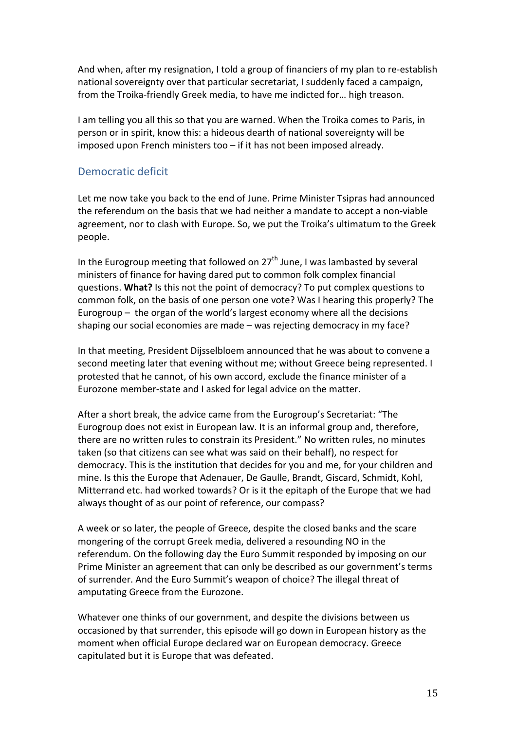And when, after my resignation, I told a group of financiers of my plan to re-establish national sovereignty over that particular secretariat, I suddenly faced a campaign, from the Troika-friendly Greek media, to have me indicted for… high treason.

I am telling you all this so that you are warned. When the Troika comes to Paris, in person or in spirit, know this: a hideous dearth of national sovereignty will be imposed upon French ministers too – if it has not been imposed already.

## Democratic deficit

Let me now take you back to the end of June. Prime Minister Tsipras had announced the referendum on the basis that we had neither a mandate to accept a non-viable agreement, nor to clash with Europe. So, we put the Troika's ultimatum to the Greek people.

In the Eurogroup meeting that followed on 27th June, I was lambasted by several ministers of finance for having dared put to common folk complex financial questions. **What?** Is this not the point of democracy? To put complex questions to common folk, on the basis of one person one vote? Was I hearing this properly? The Eurogroup – the organ of the world's largest economy where all the decisions shaping our social economies are made – was rejecting democracy in my face?

In that meeting, President Dijsselbloem announced that he was about to convene a second meeting later that evening without me; without Greece being represented. I protested that he cannot, of his own accord, exclude the finance minister of a Eurozone member-state and I asked for legal advice on the matter.

After a short break, the advice came from the Eurogroup's Secretariat: "The Eurogroup does not exist in European law. It is an informal group and, therefore, there are no written rules to constrain its President." No written rules, no minutes taken (so that citizens can see what was said on their behalf), no respect for democracy. This is the institution that decides for you and me, for your children and mine. Is this the Europe that Adenauer, De Gaulle, Brandt, Giscard, Schmidt, Kohl, Mitterrand etc. had worked towards? Or is it the epitaph of the Europe that we had always thought of as our point of reference, our compass?

A week or so later, the people of Greece, despite the closed banks and the scare mongering of the corrupt Greek media, delivered a resounding NO in the referendum. On the following day the Euro Summit responded by imposing on our Prime Minister an agreement that can only be described as our government's terms of surrender. And the Euro Summit's weapon of choice? The illegal threat of amputating Greece from the Eurozone.

Whatever one thinks of our government, and despite the divisions between us occasioned by that surrender, this episode will go down in European history as the moment when official Europe declared war on European democracy. Greece capitulated but it is Europe that was defeated.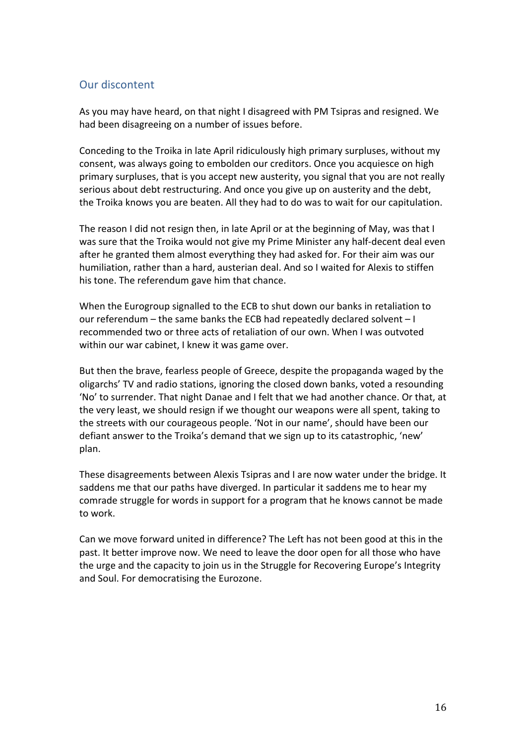## Our discontent

As you may have heard, on that night I disagreed with PM Tsipras and resigned. We had been disagreeing on a number of issues before.

Conceding to the Troika in late April ridiculously high primary surpluses, without my consent, was always going to embolden our creditors. Once you acquiesce on high primary surpluses, that is you accept new austerity, you signal that you are not really serious about debt restructuring. And once you give up on austerity and the debt, the Troika knows you are beaten. All they had to do was to wait for our capitulation.

The reason I did not resign then, in late April or at the beginning of May, was that I was sure that the Troika would not give my Prime Minister any half-decent deal even after he granted them almost everything they had asked for. For their aim was our humiliation, rather than a hard, austerian deal. And so I waited for Alexis to stiffen his tone. The referendum gave him that chance.

When the Eurogroup signalled to the ECB to shut down our banks in retaliation to our referendum – the same banks the ECB had repeatedly declared solvent – I recommended two or three acts of retaliation of our own. When I was outvoted within our war cabinet, I knew it was game over.

But then the brave, fearless people of Greece, despite the propaganda waged by the oligarchs' TV and radio stations, ignoring the closed down banks, voted a resounding 'No' to surrender. That night Danae and I felt that we had another chance. Or that, at the very least, we should resign if we thought our weapons were all spent, taking to the streets with our courageous people. 'Not in our name', should have been our defiant answer to the Troika's demand that we sign up to its catastrophic, 'new' plan.

These disagreements between Alexis Tsipras and I are now water under the bridge. It saddens me that our paths have diverged. In particular it saddens me to hear my comrade struggle for words in support for a program that he knows cannot be made to work.

Can we move forward united in difference? The Left has not been good at this in the past. It better improve now. We need to leave the door open for all those who have the urge and the capacity to join us in the Struggle for Recovering Europe's Integrity and Soul. For democratising the Eurozone.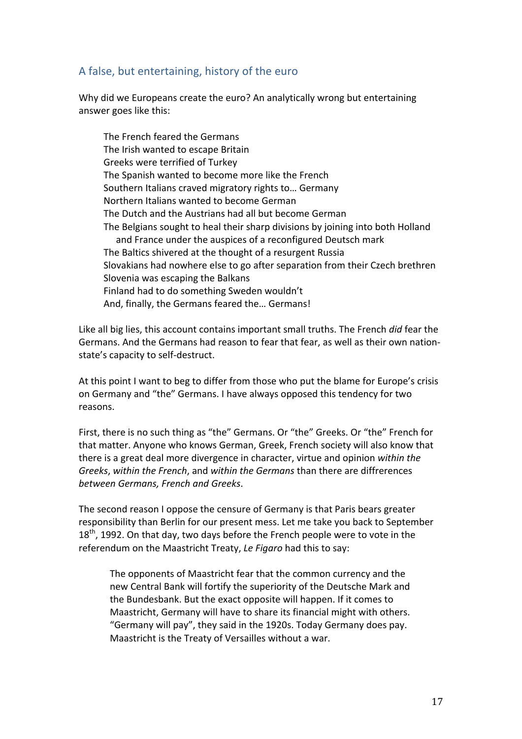## A false, but entertaining, history of the euro

Why did we Europeans create the euro? An analytically wrong but entertaining answer goes like this:

> The French feared the Germans
> The Irish wanted to escape Britain
> Greeks were terrified of Turkey
> The Spanish wanted to become more like the French
> Southern Italians craved migratory rights to… Germany
> Northern Italians wanted to become German
> The Dutch and the Austrians had all but become German
> The Belgians sought to heal their sharp divisions by joining into both Holland and France under the auspices of a reconfigured Deutsch mark
> The Baltics shivered at the thought of a resurgent Russia
> Slovakians had nowhere else to go after separation from their Czech brethren
> Slovenia was escaping the Balkans
> Finland had to do something Sweden wouldn't
> And, finally, the Germans feared the… Germans!

Like all big lies, this account contains important small truths. The French *did* fear the Germans. And the Germans had reason to fear that fear, as well as their own nation-state's capacity to self-destruct.

At this point I want to beg to differ from those who put the blame for Europe's crisis on Germany and "the" Germans. I have always opposed this tendency for two reasons.

First, there is no such thing as "the" Germans. Or "the" Greeks. Or "the" French for that matter. Anyone who knows German, Greek, French society will also know that there is a great deal more divergence in character, virtue and opinion *within the Greeks*, *within the French*, and *within the Germans* than there are diffrerences *between Germans, French and Greeks*.

The second reason I oppose the censure of Germany is that Paris bears greater responsibility than Berlin for our present mess. Let me take you back to September 18th, 1992. On that day, two days before the French people were to vote in the referendum on the Maastricht Treaty, *Le Figaro* had this to say:

> The opponents of Maastricht fear that the common currency and the new Central Bank will fortify the superiority of the Deutsche Mark and the Bundesbank. But the exact opposite will happen. If it comes to Maastricht, Germany will have to share its financial might with others. "Germany will pay", they said in the 1920s. Today Germany does pay. Maastricht is the Treaty of Versailles without a war.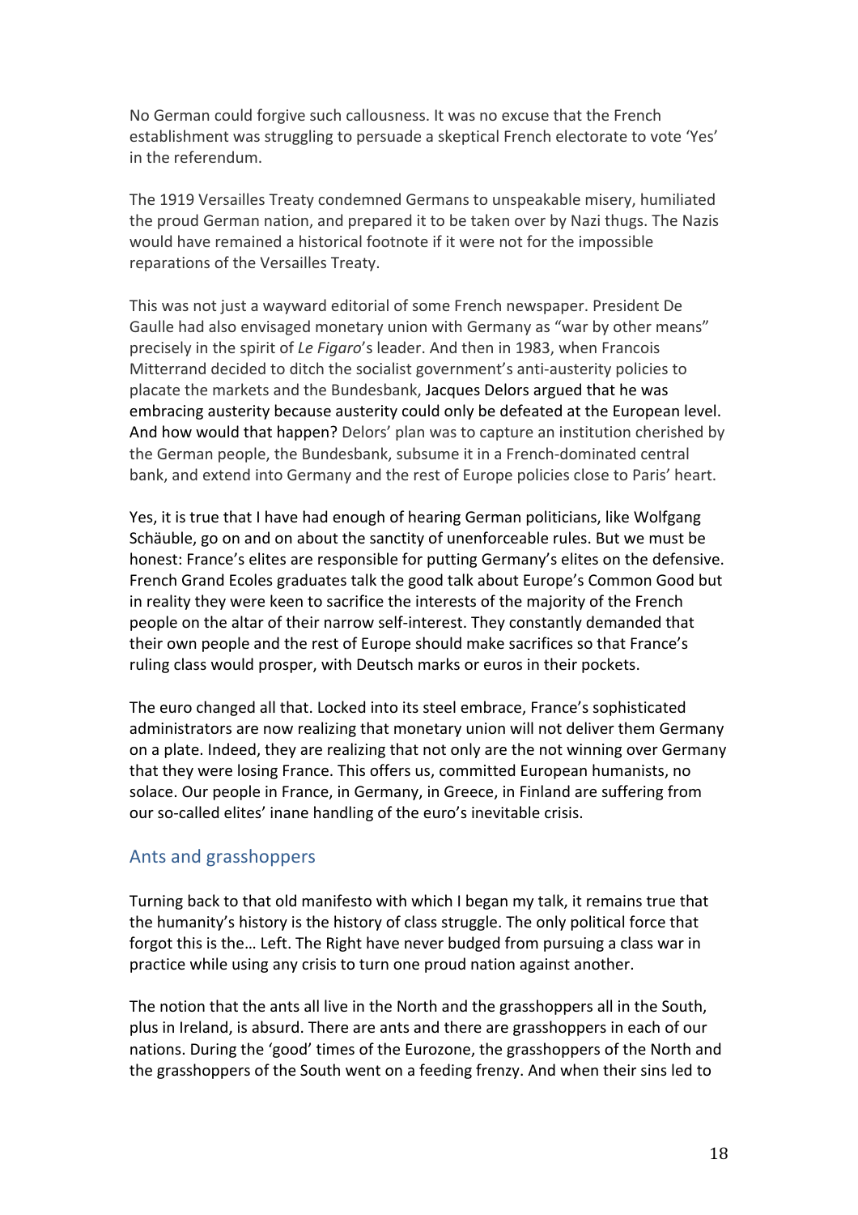No German could forgive such callousness. It was no excuse that the French establishment was struggling to persuade a skeptical French electorate to vote 'Yes' in the referendum.

The 1919 Versailles Treaty condemned Germans to unspeakable misery, humiliated the proud German nation, and prepared it to be taken over by Nazi thugs. The Nazis would have remained a historical footnote if it were not for the impossible reparations of the Versailles Treaty.

This was not just a wayward editorial of some French newspaper. President De Gaulle had also envisaged monetary union with Germany as "war by other means" precisely in the spirit of *Le Figaro*'s leader. And then in 1983, when Francois Mitterrand decided to ditch the socialist government's anti-austerity policies to placate the markets and the Bundesbank, Jacques Delors argued that he was embracing austerity because austerity could only be defeated at the European level. And how would that happen? Delors' plan was to capture an institution cherished by the German people, the Bundesbank, subsume it in a French-dominated central bank, and extend into Germany and the rest of Europe policies close to Paris' heart.

Yes, it is true that I have had enough of hearing German politicians, like Wolfgang Schäuble, go on and on about the sanctity of unenforceable rules. But we must be honest: France's elites are responsible for putting Germany's elites on the defensive. French Grand Ecoles graduates talk the good talk about Europe's Common Good but in reality they were keen to sacrifice the interests of the majority of the French people on the altar of their narrow self-interest. They constantly demanded that their own people and the rest of Europe should make sacrifices so that France's ruling class would prosper, with Deutsch marks or euros in their pockets.

The euro changed all that. Locked into its steel embrace, France's sophisticated administrators are now realizing that monetary union will not deliver them Germany on a plate. Indeed, they are realizing that not only are the not winning over Germany that they were losing France. This offers us, committed European humanists, no solace. Our people in France, in Germany, in Greece, in Finland are suffering from our so-called elites' inane handling of the euro's inevitable crisis.

## Ants and grasshoppers

Turning back to that old manifesto with which I began my talk, it remains true that the humanity's history is the history of class struggle. The only political force that forgot this is the… Left. The Right have never budged from pursuing a class war in practice while using any crisis to turn one proud nation against another.

The notion that the ants all live in the North and the grasshoppers all in the South, plus in Ireland, is absurd. There are ants and there are grasshoppers in each of our nations. During the 'good' times of the Eurozone, the grasshoppers of the North and the grasshoppers of the South went on a feeding frenzy. And when their sins led to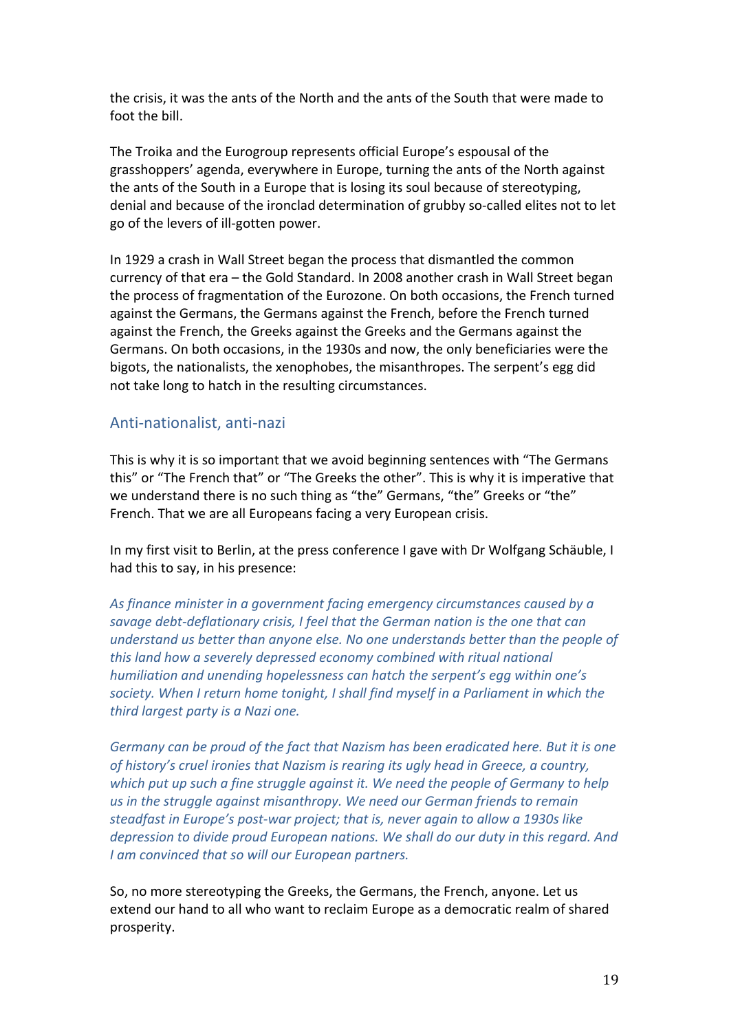the crisis, it was the ants of the North and the ants of the South that were made to foot the bill.

The Troika and the Eurogroup represents official Europe's espousal of the grasshoppers' agenda, everywhere in Europe, turning the ants of the North against the ants of the South in a Europe that is losing its soul because of stereotyping, denial and because of the ironclad determination of grubby so-called elites not to let go of the levers of ill-gotten power.

In 1929 a crash in Wall Street began the process that dismantled the common currency of that era – the Gold Standard. In 2008 another crash in Wall Street began the process of fragmentation of the Eurozone. On both occasions, the French turned against the Germans, the Germans against the French, before the French turned against the French, the Greeks against the Greeks and the Germans against the Germans. On both occasions, in the 1930s and now, the only beneficiaries were the bigots, the nationalists, the xenophobes, the misanthropes. The serpent's egg did not take long to hatch in the resulting circumstances.

## Anti-nationalist, anti-nazi

This is why it is so important that we avoid beginning sentences with "The Germans this" or "The French that" or "The Greeks the other". This is why it is imperative that we understand there is no such thing as "the" Germans, "the" Greeks or "the" French. That we are all Europeans facing a very European crisis.

In my first visit to Berlin, at the press conference I gave with Dr Wolfgang Schäuble, I had this to say, in his presence:

*As finance minister in a government facing emergency circumstances caused by a savage debt-deflationary crisis, I feel that the German nation is the one that can understand us better than anyone else. No one understands better than the people of this land how a severely depressed economy combined with ritual national humiliation and unending hopelessness can hatch the serpent's egg within one's society. When I return home tonight, I shall find myself in a Parliament in which the third largest party is a Nazi one.*

*Germany can be proud of the fact that Nazism has been eradicated here. But it is one of history's cruel ironies that Nazism is rearing its ugly head in Greece, a country, which put up such a fine struggle against it. We need the people of Germany to help us in the struggle against misanthropy. We need our German friends to remain steadfast in Europe's post-war project; that is, never again to allow a 1930s like depression to divide proud European nations. We shall do our duty in this regard. And I am convinced that so will our European partners.*

So, no more stereotyping the Greeks, the Germans, the French, anyone. Let us extend our hand to all who want to reclaim Europe as a democratic realm of shared prosperity.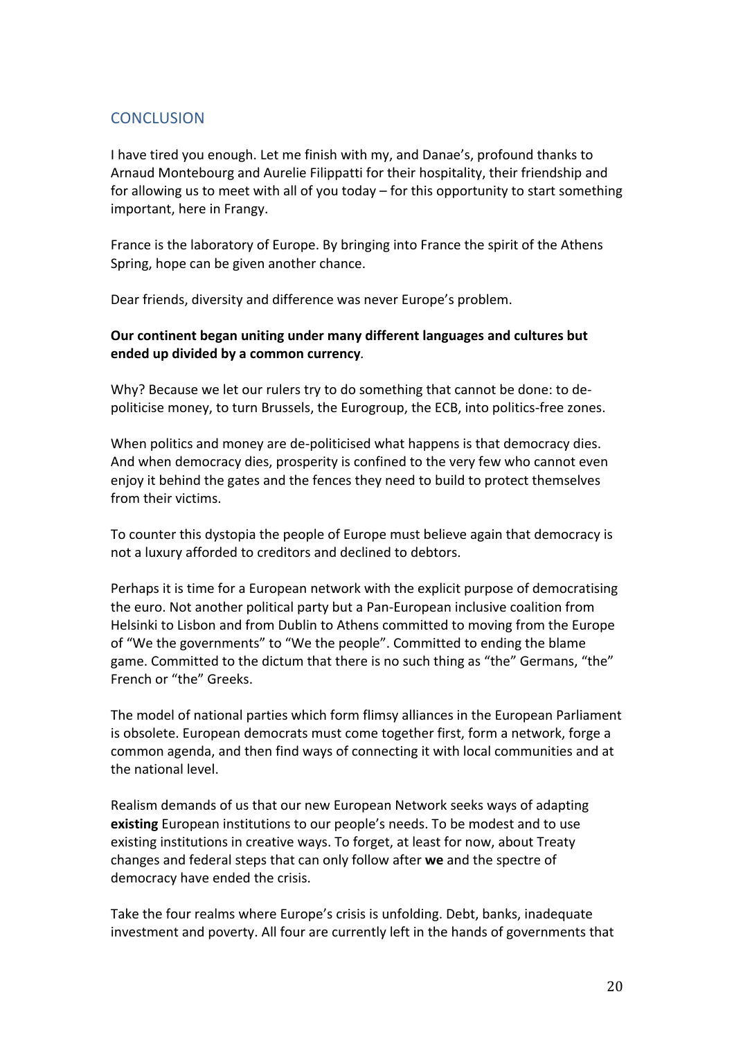## CONCLUSION

I have tired you enough. Let me finish with my, and Danae's, profound thanks to Arnaud Montebourg and Aurelie Filippatti for their hospitality, their friendship and for allowing us to meet with all of you today – for this opportunity to start something important, here in Frangy.

France is the laboratory of Europe. By bringing into France the spirit of the Athens Spring, hope can be given another chance.

Dear friends, diversity and difference was never Europe's problem.

**Our continent began uniting under many different languages and cultures but ended up divided by a common currency***.*

Why? Because we let our rulers try to do something that cannot be done: to de-politicise money, to turn Brussels, the Eurogroup, the ECB, into politics-free zones.

When politics and money are de-politicised what happens is that democracy dies. And when democracy dies, prosperity is confined to the very few who cannot even enjoy it behind the gates and the fences they need to build to protect themselves from their victims.

To counter this dystopia the people of Europe must believe again that democracy is not a luxury afforded to creditors and declined to debtors.

Perhaps it is time for a European network with the explicit purpose of democratising the euro. Not another political party but a Pan-European inclusive coalition from Helsinki to Lisbon and from Dublin to Athens committed to moving from the Europe of "We the governments" to "We the people". Committed to ending the blame game. Committed to the dictum that there is no such thing as "the" Germans, "the" French or "the" Greeks.

The model of national parties which form flimsy alliances in the European Parliament is obsolete. European democrats must come together first, form a network, forge a common agenda, and then find ways of connecting it with local communities and at the national level.

Realism demands of us that our new European Network seeks ways of adapting **existing** European institutions to our people's needs. To be modest and to use existing institutions in creative ways. To forget, at least for now, about Treaty changes and federal steps that can only follow after **we** and the spectre of democracy have ended the crisis.

Take the four realms where Europe's crisis is unfolding. Debt, banks, inadequate investment and poverty. All four are currently left in the hands of governments that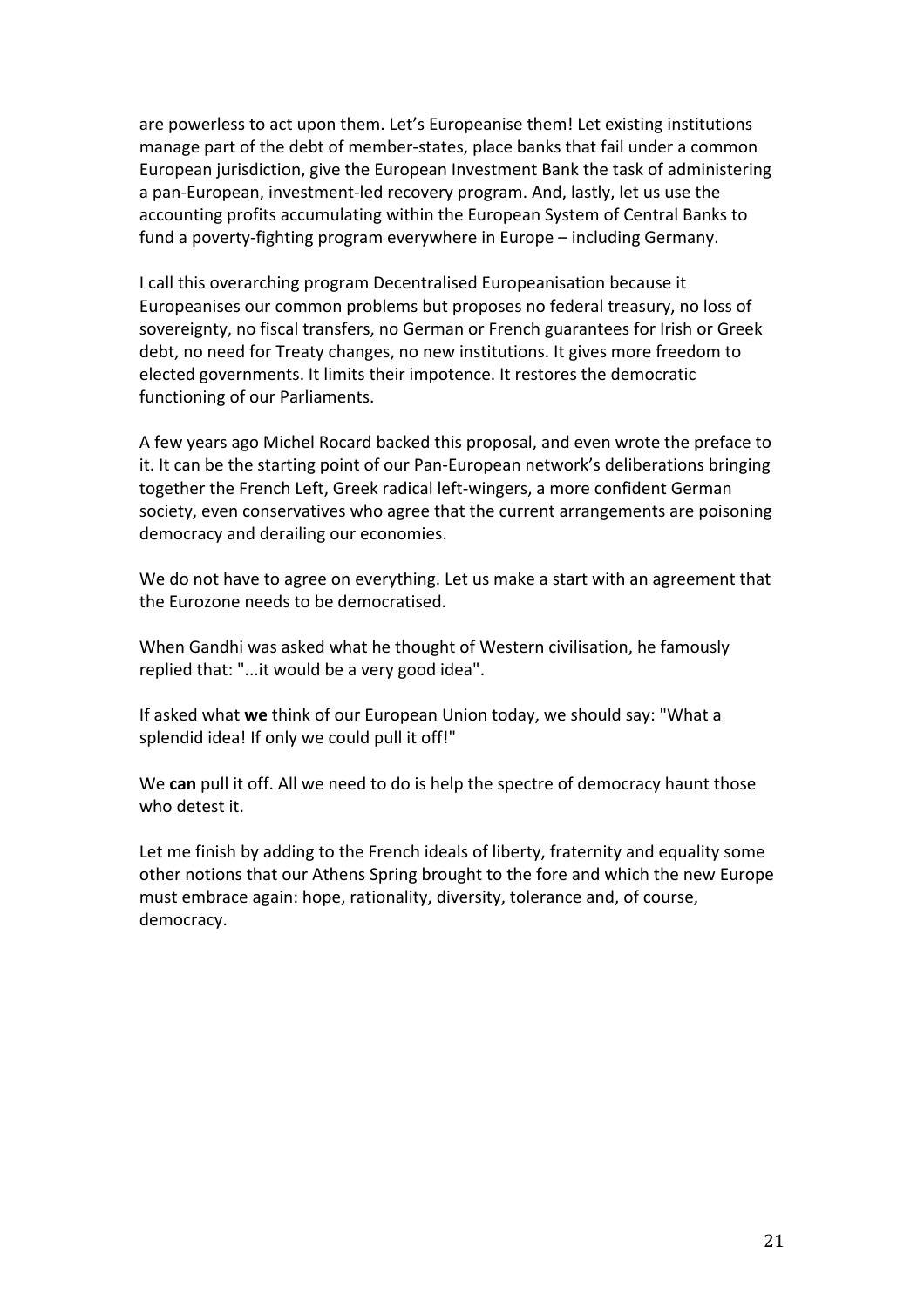are powerless to act upon them. Let's Europeanise them! Let existing institutions manage part of the debt of member-states, place banks that fail under a common European jurisdiction, give the European Investment Bank the task of administering a pan-European, investment-led recovery program. And, lastly, let us use the accounting profits accumulating within the European System of Central Banks to fund a poverty-fighting program everywhere in Europe – including Germany.

I call this overarching program Decentralised Europeanisation because it Europeanises our common problems but proposes no federal treasury, no loss of sovereignty, no fiscal transfers, no German or French guarantees for Irish or Greek debt, no need for Treaty changes, no new institutions. It gives more freedom to elected governments. It limits their impotence. It restores the democratic functioning of our Parliaments.

A few years ago Michel Rocard backed this proposal, and even wrote the preface to it. It can be the starting point of our Pan-European network's deliberations bringing together the French Left, Greek radical left-wingers, a more confident German society, even conservatives who agree that the current arrangements are poisoning democracy and derailing our economies.

We do not have to agree on everything. Let us make a start with an agreement that the Eurozone needs to be democratised.

When Gandhi was asked what he thought of Western civilisation, he famously replied that: "...it would be a very good idea".

If asked what **we** think of our European Union today, we should say: "What a splendid idea! If only we could pull it off!"

We **can** pull it off. All we need to do is help the spectre of democracy haunt those who detest it.

Let me finish by adding to the French ideals of liberty, fraternity and equality some other notions that our Athens Spring brought to the fore and which the new Europe must embrace again: hope, rationality, diversity, tolerance and, of course, democracy.